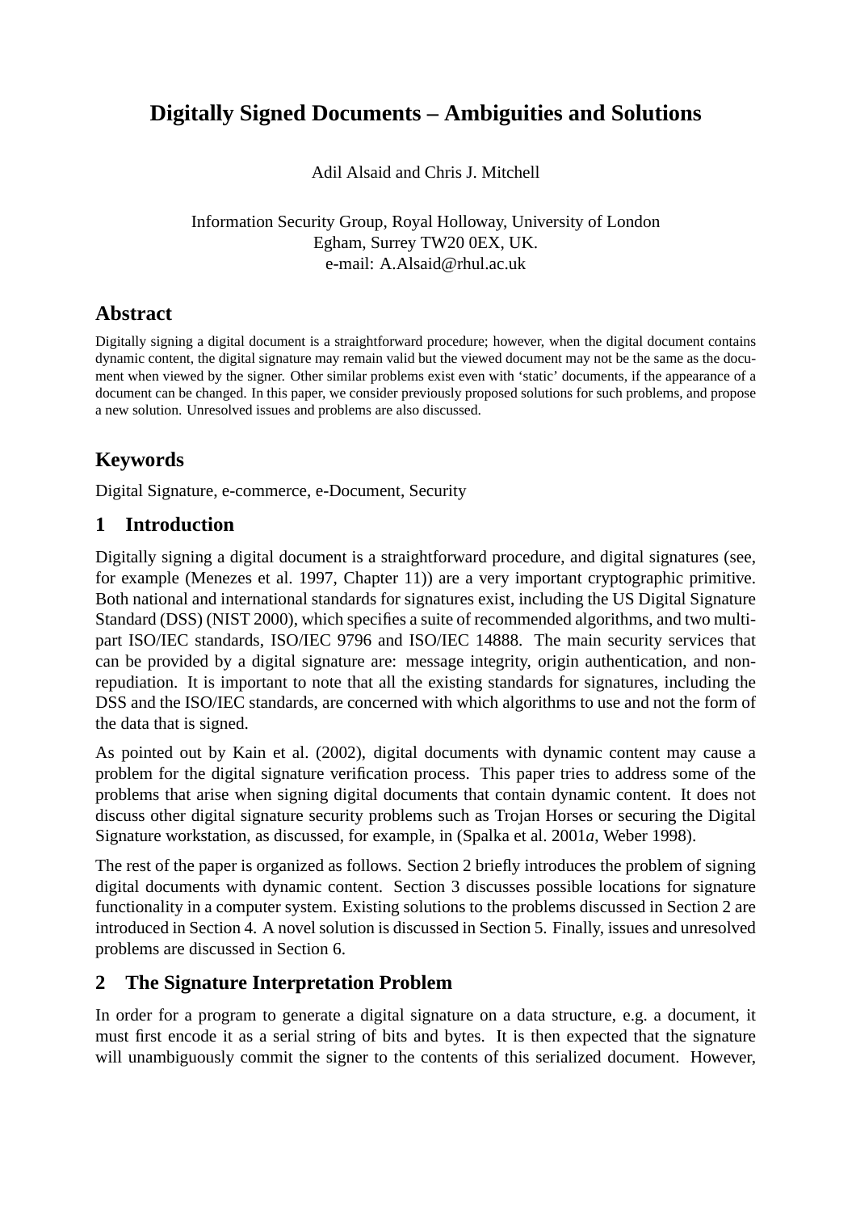# Digitally Signed Documents – Ambiguities and Solutions

Adil Alsaid and Chris J. Mitchell

Information Security Group, Royal Holloway, University of London
Egham, Surrey TW20 0EX, UK.
e-mail: A.Alsaid@rhul.ac.uk

## Abstract

Digitally signing a digital document is a straightforward procedure; however, when the digital document contains dynamic content, the digital signature may remain valid but the viewed document may not be the same as the document when viewed by the signer. Other similar problems exist even with 'static' documents, if the appearance of a document can be changed. In this paper, we consider previously proposed solutions for such problems, and propose a new solution. Unresolved issues and problems are also discussed.

## Keywords

Digital Signature, e-commerce, e-Document, Security

## 1 Introduction

Digitally signing a digital document is a straightforward procedure, and digital signatures (see, for example (Menezes et al. 1997, Chapter 11)) are a very important cryptographic primitive. Both national and international standards for signatures exist, including the US Digital Signature Standard (DSS) (NIST 2000), which specifies a suite of recommended algorithms, and two multipart ISO/IEC standards, ISO/IEC 9796 and ISO/IEC 14888. The main security services that can be provided by a digital signature are: message integrity, origin authentication, and non-repudiation. It is important to note that all the existing standards for signatures, including the DSS and the ISO/IEC standards, are concerned with which algorithms to use and not the form of the data that is signed.

As pointed out by Kain et al. (2002), digital documents with dynamic content may cause a problem for the digital signature verification process. This paper tries to address some of the problems that arise when signing digital documents that contain dynamic content. It does not discuss other digital signature security problems such as Trojan Horses or securing the Digital Signature workstation, as discussed, for example, in (Spalka et al. 2001*a*, Weber 1998).

The rest of the paper is organized as follows. Section 2 briefly introduces the problem of signing digital documents with dynamic content. Section 3 discusses possible locations for signature functionality in a computer system. Existing solutions to the problems discussed in Section 2 are introduced in Section 4. A novel solution is discussed in Section 5. Finally, issues and unresolved problems are discussed in Section 6.

## 2 The Signature Interpretation Problem

In order for a program to generate a digital signature on a data structure, e.g. a document, it must first encode it as a serial string of bits and bytes. It is then expected that the signature will unambiguously commit the signer to the contents of this serialized document. However,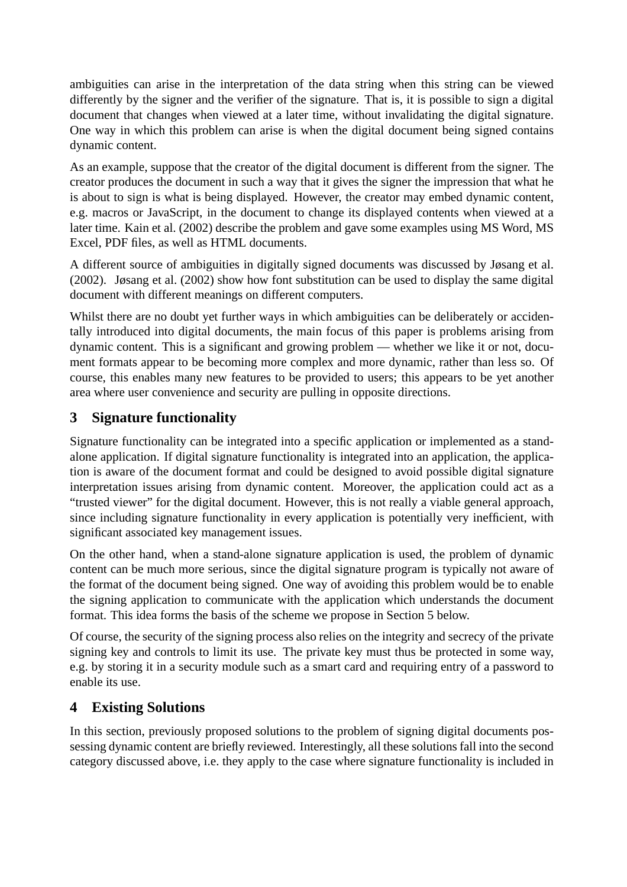ambiguities can arise in the interpretation of the data string when this string can be viewed differently by the signer and the verifier of the signature. That is, it is possible to sign a digital document that changes when viewed at a later time, without invalidating the digital signature. One way in which this problem can arise is when the digital document being signed contains dynamic content.

As an example, suppose that the creator of the digital document is different from the signer. The creator produces the document in such a way that it gives the signer the impression that what he is about to sign is what is being displayed. However, the creator may embed dynamic content, e.g. macros or JavaScript, in the document to change its displayed contents when viewed at a later time. Kain et al. (2002) describe the problem and gave some examples using MS Word, MS Excel, PDF files, as well as HTML documents.

A different source of ambiguities in digitally signed documents was discussed by Jøsang et al. (2002). Jøsang et al. (2002) show how font substitution can be used to display the same digital document with different meanings on different computers.

Whilst there are no doubt yet further ways in which ambiguities can be deliberately or accidentally introduced into digital documents, the main focus of this paper is problems arising from dynamic content. This is a significant and growing problem — whether we like it or not, document formats appear to be becoming more complex and more dynamic, rather than less so. Of course, this enables many new features to be provided to users; this appears to be yet another area where user convenience and security are pulling in opposite directions.

## 3 Signature functionality

Signature functionality can be integrated into a specific application or implemented as a stand-alone application. If digital signature functionality is integrated into an application, the application is aware of the document format and could be designed to avoid possible digital signature interpretation issues arising from dynamic content. Moreover, the application could act as a "trusted viewer" for the digital document. However, this is not really a viable general approach, since including signature functionality in every application is potentially very inefficient, with significant associated key management issues.

On the other hand, when a stand-alone signature application is used, the problem of dynamic content can be much more serious, since the digital signature program is typically not aware of the format of the document being signed. One way of avoiding this problem would be to enable the signing application to communicate with the application which understands the document format. This idea forms the basis of the scheme we propose in Section 5 below.

Of course, the security of the signing process also relies on the integrity and secrecy of the private signing key and controls to limit its use. The private key must thus be protected in some way, e.g. by storing it in a security module such as a smart card and requiring entry of a password to enable its use.

## 4 Existing Solutions

In this section, previously proposed solutions to the problem of signing digital documents possessing dynamic content are briefly reviewed. Interestingly, all these solutions fall into the second category discussed above, i.e. they apply to the case where signature functionality is included in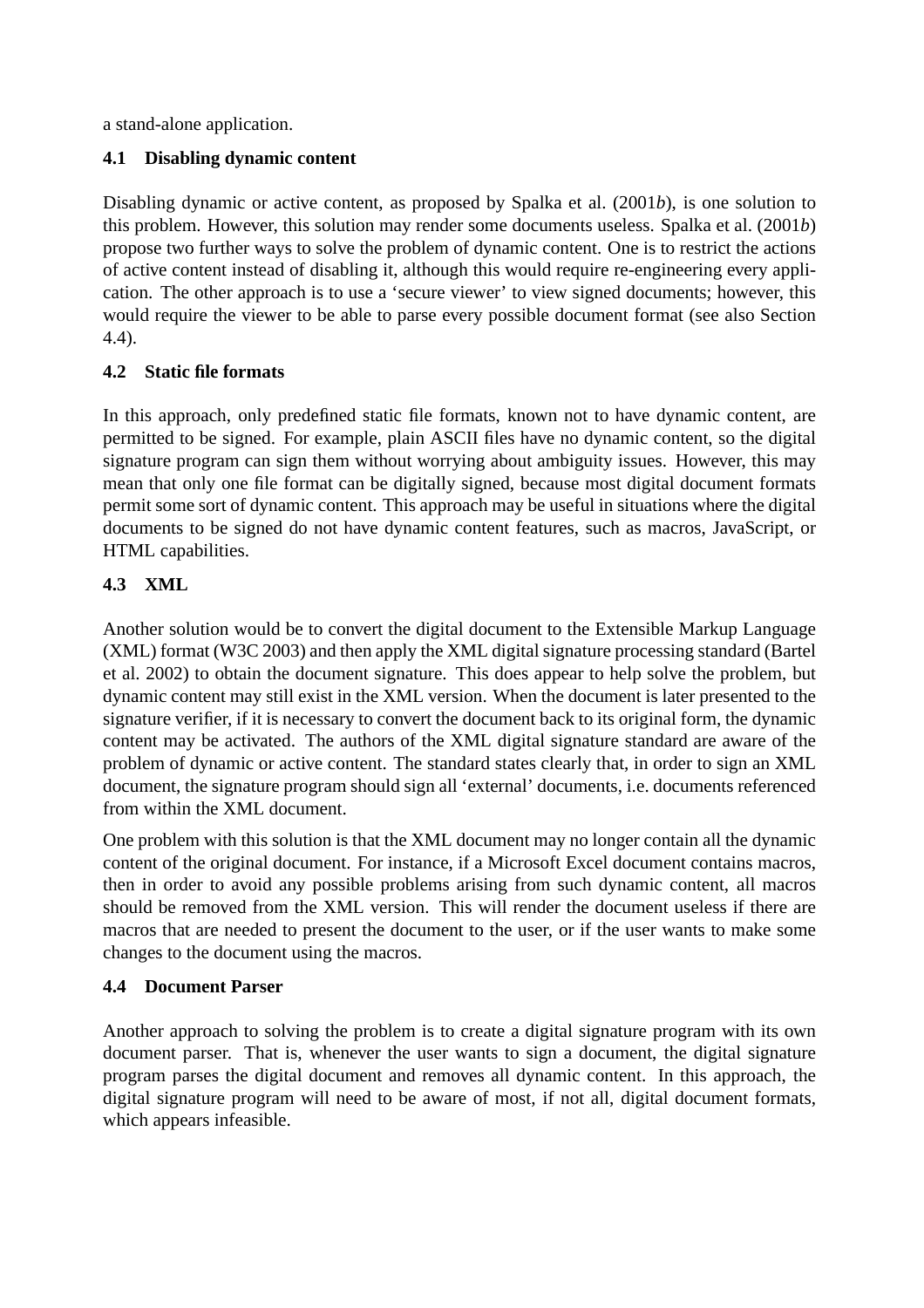a stand-alone application.

### 4.1 Disabling dynamic content

Disabling dynamic or active content, as proposed by Spalka et al. (2001*b*), is one solution to this problem. However, this solution may render some documents useless. Spalka et al. (2001*b*) propose two further ways to solve the problem of dynamic content. One is to restrict the actions of active content instead of disabling it, although this would require re-engineering every application. The other approach is to use a 'secure viewer' to view signed documents; however, this would require the viewer to be able to parse every possible document format (see also Section 4.4).

### 4.2 Static file formats

In this approach, only predefined static file formats, known not to have dynamic content, are permitted to be signed. For example, plain ASCII files have no dynamic content, so the digital signature program can sign them without worrying about ambiguity issues. However, this may mean that only one file format can be digitally signed, because most digital document formats permit some sort of dynamic content. This approach may be useful in situations where the digital documents to be signed do not have dynamic content features, such as macros, JavaScript, or HTML capabilities.

### 4.3 XML

Another solution would be to convert the digital document to the Extensible Markup Language (XML) format (W3C 2003) and then apply the XML digital signature processing standard (Bartel et al. 2002) to obtain the document signature. This does appear to help solve the problem, but dynamic content may still exist in the XML version. When the document is later presented to the signature verifier, if it is necessary to convert the document back to its original form, the dynamic content may be activated. The authors of the XML digital signature standard are aware of the problem of dynamic or active content. The standard states clearly that, in order to sign an XML document, the signature program should sign all 'external' documents, i.e. documents referenced from within the XML document.

One problem with this solution is that the XML document may no longer contain all the dynamic content of the original document. For instance, if a Microsoft Excel document contains macros, then in order to avoid any possible problems arising from such dynamic content, all macros should be removed from the XML version. This will render the document useless if there are macros that are needed to present the document to the user, or if the user wants to make some changes to the document using the macros.

### 4.4 Document Parser

Another approach to solving the problem is to create a digital signature program with its own document parser. That is, whenever the user wants to sign a document, the digital signature program parses the digital document and removes all dynamic content. In this approach, the digital signature program will need to be aware of most, if not all, digital document formats, which appears infeasible.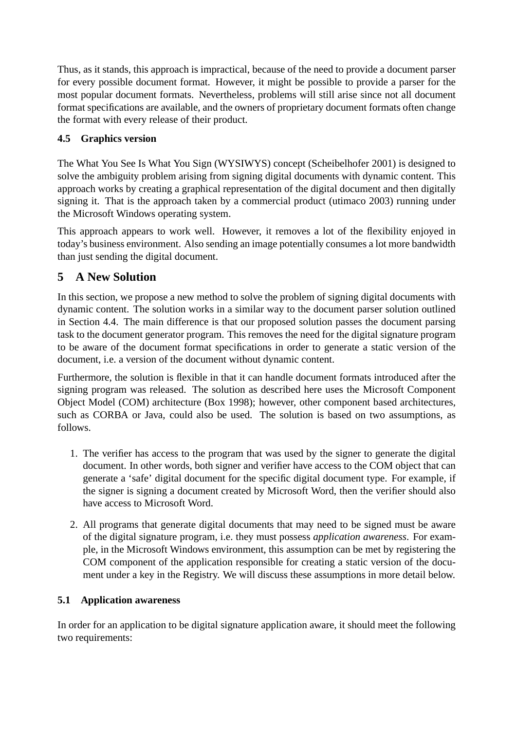Thus, as it stands, this approach is impractical, because of the need to provide a document parser for every possible document format. However, it might be possible to provide a parser for the most popular document formats. Nevertheless, problems will still arise since not all document format specifications are available, and the owners of proprietary document formats often change the format with every release of their product.

### 4.5 Graphics version

The What You See Is What You Sign (WYSIWYS) concept (Scheibelhofer 2001) is designed to solve the ambiguity problem arising from signing digital documents with dynamic content. This approach works by creating a graphical representation of the digital document and then digitally signing it. That is the approach taken by a commercial product (utimaco 2003) running under the Microsoft Windows operating system.

This approach appears to work well. However, it removes a lot of the flexibility enjoyed in today's business environment. Also sending an image potentially consumes a lot more bandwidth than just sending the digital document.

## 5 A New Solution

In this section, we propose a new method to solve the problem of signing digital documents with dynamic content. The solution works in a similar way to the document parser solution outlined in Section 4.4. The main difference is that our proposed solution passes the document parsing task to the document generator program. This removes the need for the digital signature program to be aware of the document format specifications in order to generate a static version of the document, i.e. a version of the document without dynamic content.

Furthermore, the solution is flexible in that it can handle document formats introduced after the signing program was released. The solution as described here uses the Microsoft Component Object Model (COM) architecture (Box 1998); however, other component based architectures, such as CORBA or Java, could also be used. The solution is based on two assumptions, as follows.

1. The verifier has access to the program that was used by the signer to generate the digital document. In other words, both signer and verifier have access to the COM object that can generate a 'safe' digital document for the specific digital document type. For example, if the signer is signing a document created by Microsoft Word, then the verifier should also have access to Microsoft Word.

2. All programs that generate digital documents that may need to be signed must be aware of the digital signature program, i.e. they must possess *application awareness*. For example, in the Microsoft Windows environment, this assumption can be met by registering the COM component of the application responsible for creating a static version of the document under a key in the Registry. We will discuss these assumptions in more detail below.

### 5.1 Application awareness

In order for an application to be digital signature application aware, it should meet the following two requirements: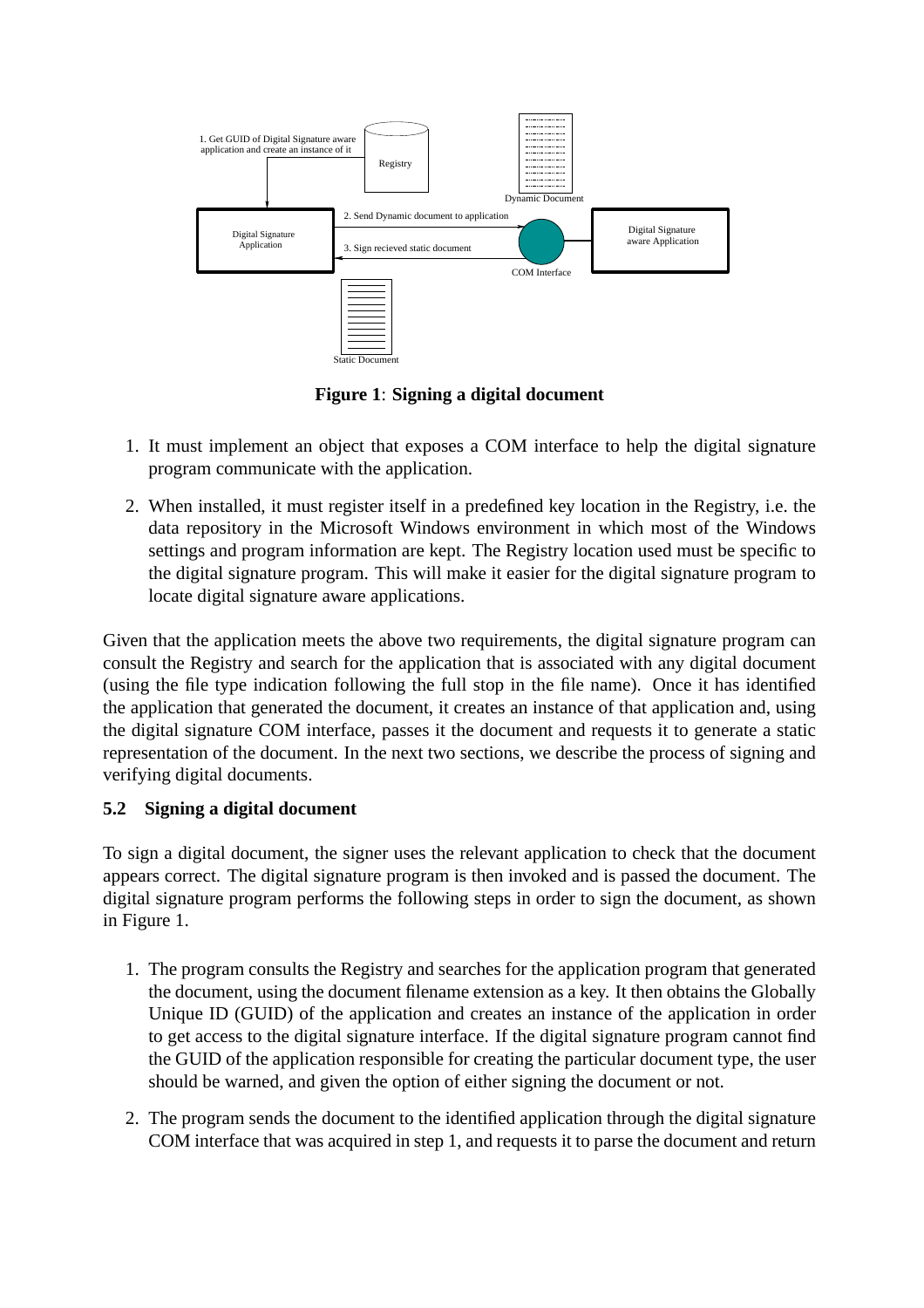**Figure 1**: **Signing a digital document**

1. It must implement an object that exposes a COM interface to help the digital signature program communicate with the application.
2. When installed, it must register itself in a predefined key location in the Registry, i.e. the data repository in the Microsoft Windows environment in which most of the Windows settings and program information are kept. The Registry location used must be specific to the digital signature program. This will make it easier for the digital signature program to locate digital signature aware applications.

Given that the application meets the above two requirements, the digital signature program can consult the Registry and search for the application that is associated with any digital document (using the file type indication following the full stop in the file name). Once it has identified the application that generated the document, it creates an instance of that application and, using the digital signature COM interface, passes it the document and requests it to generate a static representation of the document. In the next two sections, we describe the process of signing and verifying digital documents.

### 5.2 Signing a digital document

To sign a digital document, the signer uses the relevant application to check that the document appears correct. The digital signature program is then invoked and is passed the document. The digital signature program performs the following steps in order to sign the document, as shown in Figure 1.

1. The program consults the Registry and searches for the application program that generated the document, using the document filename extension as a key. It then obtains the Globally Unique ID (GUID) of the application and creates an instance of the application in order to get access to the digital signature interface. If the digital signature program cannot find the GUID of the application responsible for creating the particular document type, the user should be warned, and given the option of either signing the document or not.
2. The program sends the document to the identified application through the digital signature COM interface that was acquired in step 1, and requests it to parse the document and return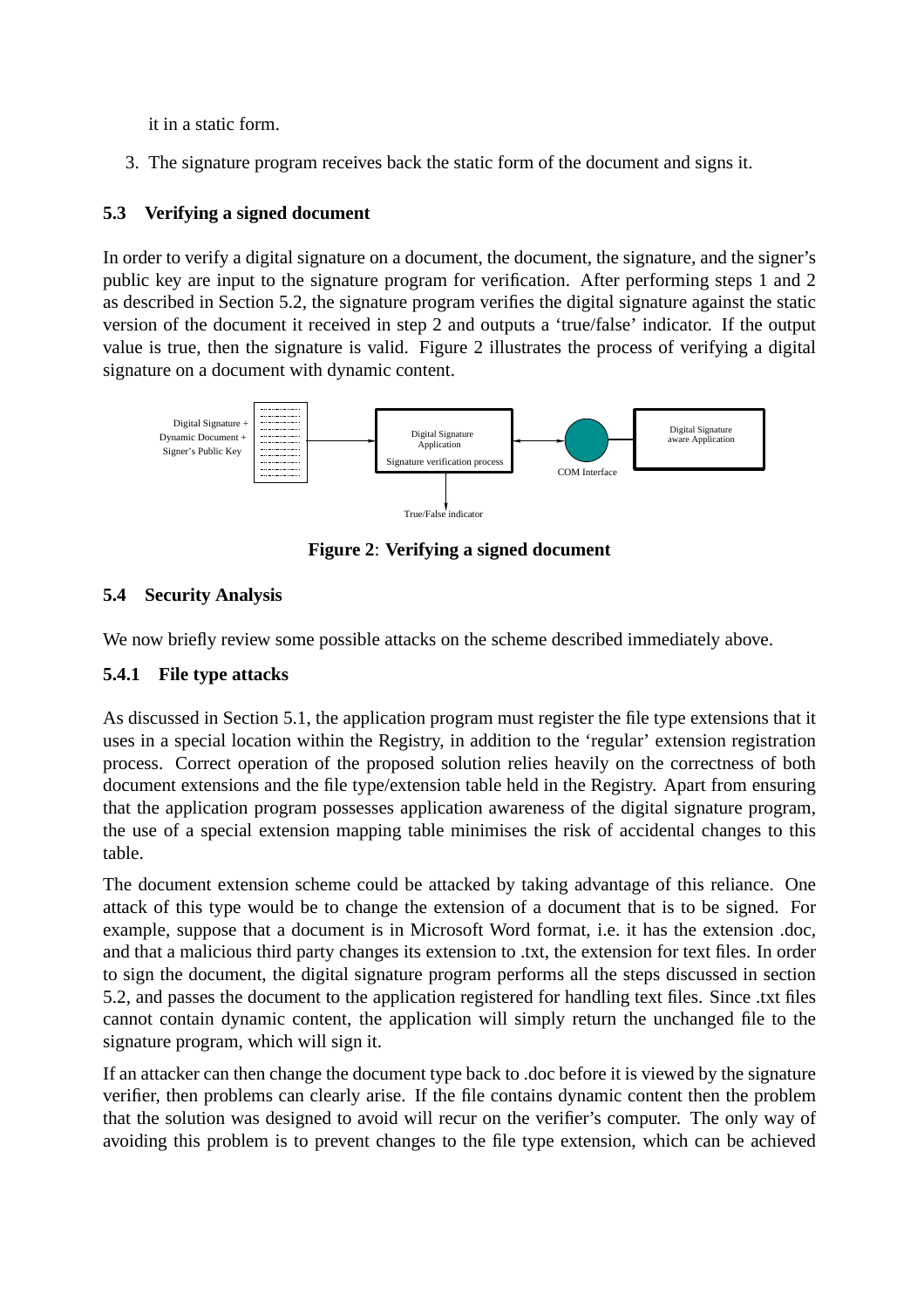it in a static form.

3. The signature program receives back the static form of the document and signs it.

### 5.3 Verifying a signed document

In order to verify a digital signature on a document, the document, the signature, and the signer's public key are input to the signature program for verification. After performing steps 1 and 2 as described in Section 5.2, the signature program verifies the digital signature against the static version of the document it received in step 2 and outputs a 'true/false' indicator. If the output value is true, then the signature is valid. Figure 2 illustrates the process of verifying a digital signature on a document with dynamic content.

**Figure 2**: **Verifying a signed document**

### 5.4 Security Analysis

We now briefly review some possible attacks on the scheme described immediately above.

#### 5.4.1 File type attacks

As discussed in Section 5.1, the application program must register the file type extensions that it uses in a special location within the Registry, in addition to the 'regular' extension registration process. Correct operation of the proposed solution relies heavily on the correctness of both document extensions and the file type/extension table held in the Registry. Apart from ensuring that the application program possesses application awareness of the digital signature program, the use of a special extension mapping table minimises the risk of accidental changes to this table.

The document extension scheme could be attacked by taking advantage of this reliance. One attack of this type would be to change the extension of a document that is to be signed. For example, suppose that a document is in Microsoft Word format, i.e. it has the extension .doc, and that a malicious third party changes its extension to .txt, the extension for text files. In order to sign the document, the digital signature program performs all the steps discussed in section 5.2, and passes the document to the application registered for handling text files. Since .txt files cannot contain dynamic content, the application will simply return the unchanged file to the signature program, which will sign it.

If an attacker can then change the document type back to .doc before it is viewed by the signature verifier, then problems can clearly arise. If the file contains dynamic content then the problem that the solution was designed to avoid will recur on the verifier's computer. The only way of avoiding this problem is to prevent changes to the file type extension, which can be achieved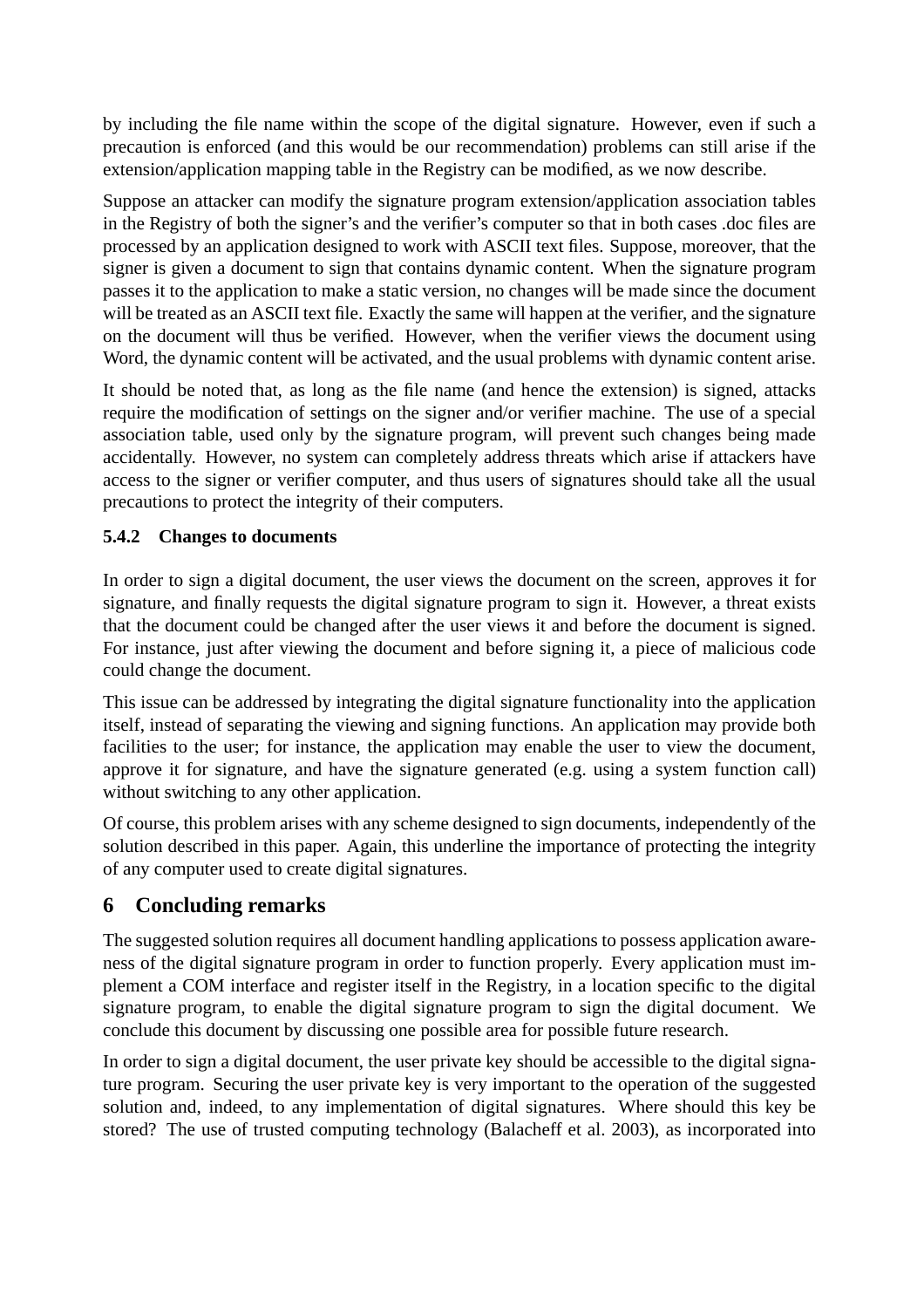by including the file name within the scope of the digital signature. However, even if such a precaution is enforced (and this would be our recommendation) problems can still arise if the extension/application mapping table in the Registry can be modified, as we now describe.

Suppose an attacker can modify the signature program extension/application association tables in the Registry of both the signer's and the verifier's computer so that in both cases .doc files are processed by an application designed to work with ASCII text files. Suppose, moreover, that the signer is given a document to sign that contains dynamic content. When the signature program passes it to the application to make a static version, no changes will be made since the document will be treated as an ASCII text file. Exactly the same will happen at the verifier, and the signature on the document will thus be verified. However, when the verifier views the document using Word, the dynamic content will be activated, and the usual problems with dynamic content arise.

It should be noted that, as long as the file name (and hence the extension) is signed, attacks require the modification of settings on the signer and/or verifier machine. The use of a special association table, used only by the signature program, will prevent such changes being made accidentally. However, no system can completely address threats which arise if attackers have access to the signer or verifier computer, and thus users of signatures should take all the usual precautions to protect the integrity of their computers.

### 5.4.2 Changes to documents

In order to sign a digital document, the user views the document on the screen, approves it for signature, and finally requests the digital signature program to sign it. However, a threat exists that the document could be changed after the user views it and before the document is signed. For instance, just after viewing the document and before signing it, a piece of malicious code could change the document.

This issue can be addressed by integrating the digital signature functionality into the application itself, instead of separating the viewing and signing functions. An application may provide both facilities to the user; for instance, the application may enable the user to view the document, approve it for signature, and have the signature generated (e.g. using a system function call) without switching to any other application.

Of course, this problem arises with any scheme designed to sign documents, independently of the solution described in this paper. Again, this underline the importance of protecting the integrity of any computer used to create digital signatures.

## 6 Concluding remarks

The suggested solution requires all document handling applications to possess application awareness of the digital signature program in order to function properly. Every application must implement a COM interface and register itself in the Registry, in a location specific to the digital signature program, to enable the digital signature program to sign the digital document. We conclude this document by discussing one possible area for possible future research.

In order to sign a digital document, the user private key should be accessible to the digital signature program. Securing the user private key is very important to the operation of the suggested solution and, indeed, to any implementation of digital signatures. Where should this key be stored? The use of trusted computing technology (Balacheff et al. 2003), as incorporated into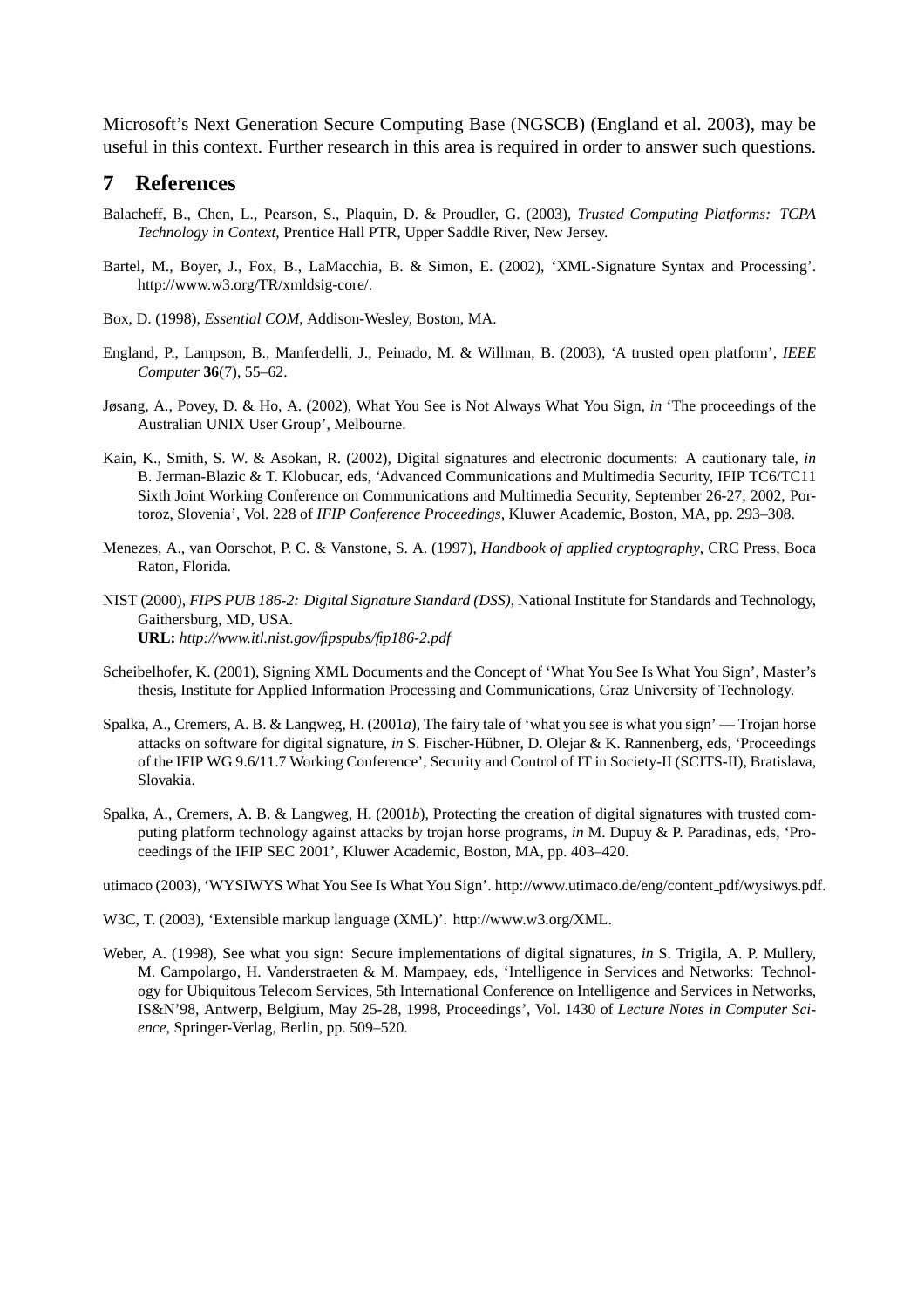Microsoft's Next Generation Secure Computing Base (NGSCB) (England et al. 2003), may be useful in this context. Further research in this area is required in order to answer such questions.

## 7 References

Balacheff, B., Chen, L., Pearson, S., Plaquin, D. & Proudler, G. (2003), *Trusted Computing Platforms: TCPA Technology in Context*, Prentice Hall PTR, Upper Saddle River, New Jersey.

Bartel, M., Boyer, J., Fox, B., LaMacchia, B. & Simon, E. (2002), 'XML-Signature Syntax and Processing'. http://www.w3.org/TR/xmldsig-core/.

Box, D. (1998), *Essential COM*, Addison-Wesley, Boston, MA.

England, P., Lampson, B., Manferdelli, J., Peinado, M. & Willman, B. (2003), 'A trusted open platform', *IEEE Computer* **36**(7), 55–62.

Jøsang, A., Povey, D. & Ho, A. (2002), What You See is Not Always What You Sign, *in* 'The proceedings of the Australian UNIX User Group', Melbourne.

Kain, K., Smith, S. W. & Asokan, R. (2002), Digital signatures and electronic documents: A cautionary tale, *in* B. Jerman-Blazic & T. Klobucar, eds, 'Advanced Communications and Multimedia Security, IFIP TC6/TC11 Sixth Joint Working Conference on Communications and Multimedia Security, September 26-27, 2002, Portoroz, Slovenia', Vol. 228 of *IFIP Conference Proceedings*, Kluwer Academic, Boston, MA, pp. 293–308.

Menezes, A., van Oorschot, P. C. & Vanstone, S. A. (1997), *Handbook of applied cryptography*, CRC Press, Boca Raton, Florida.

NIST (2000), *FIPS PUB 186-2: Digital Signature Standard (DSS)*, National Institute for Standards and Technology, Gaithersburg, MD, USA.
**URL:** *http://www.itl.nist.gov/fipspubs/fip186-2.pdf*

Scheibelhofer, K. (2001), Signing XML Documents and the Concept of 'What You See Is What You Sign', Master's thesis, Institute for Applied Information Processing and Communications, Graz University of Technology.

Spalka, A., Cremers, A. B. & Langweg, H. (2001*a*), The fairy tale of 'what you see is what you sign' — Trojan horse attacks on software for digital signature, *in* S. Fischer-Hübner, D. Olejar & K. Rannenberg, eds, 'Proceedings of the IFIP WG 9.6/11.7 Working Conference', Security and Control of IT in Society-II (SCITS-II), Bratislava, Slovakia.

Spalka, A., Cremers, A. B. & Langweg, H. (2001*b*), Protecting the creation of digital signatures with trusted computing platform technology against attacks by trojan horse programs, *in* M. Dupuy & P. Paradinas, eds, 'Proceedings of the IFIP SEC 2001', Kluwer Academic, Boston, MA, pp. 403–420.

utimaco (2003), 'WYSIWYS What You See Is What You Sign'. http://www.utimaco.de/eng/content_pdf/wysiwys.pdf.

W3C, T. (2003), 'Extensible markup language (XML)'. http://www.w3.org/XML.

Weber, A. (1998), See what you sign: Secure implementations of digital signatures, *in* S. Trigila, A. P. Mullery, M. Campolargo, H. Vanderstraeten & M. Mampaey, eds, 'Intelligence in Services and Networks: Technology for Ubiquitous Telecom Services, 5th International Conference on Intelligence and Services in Networks, IS&N'98, Antwerp, Belgium, May 25-28, 1998, Proceedings', Vol. 1430 of *Lecture Notes in Computer Science*, Springer-Verlag, Berlin, pp. 509–520.